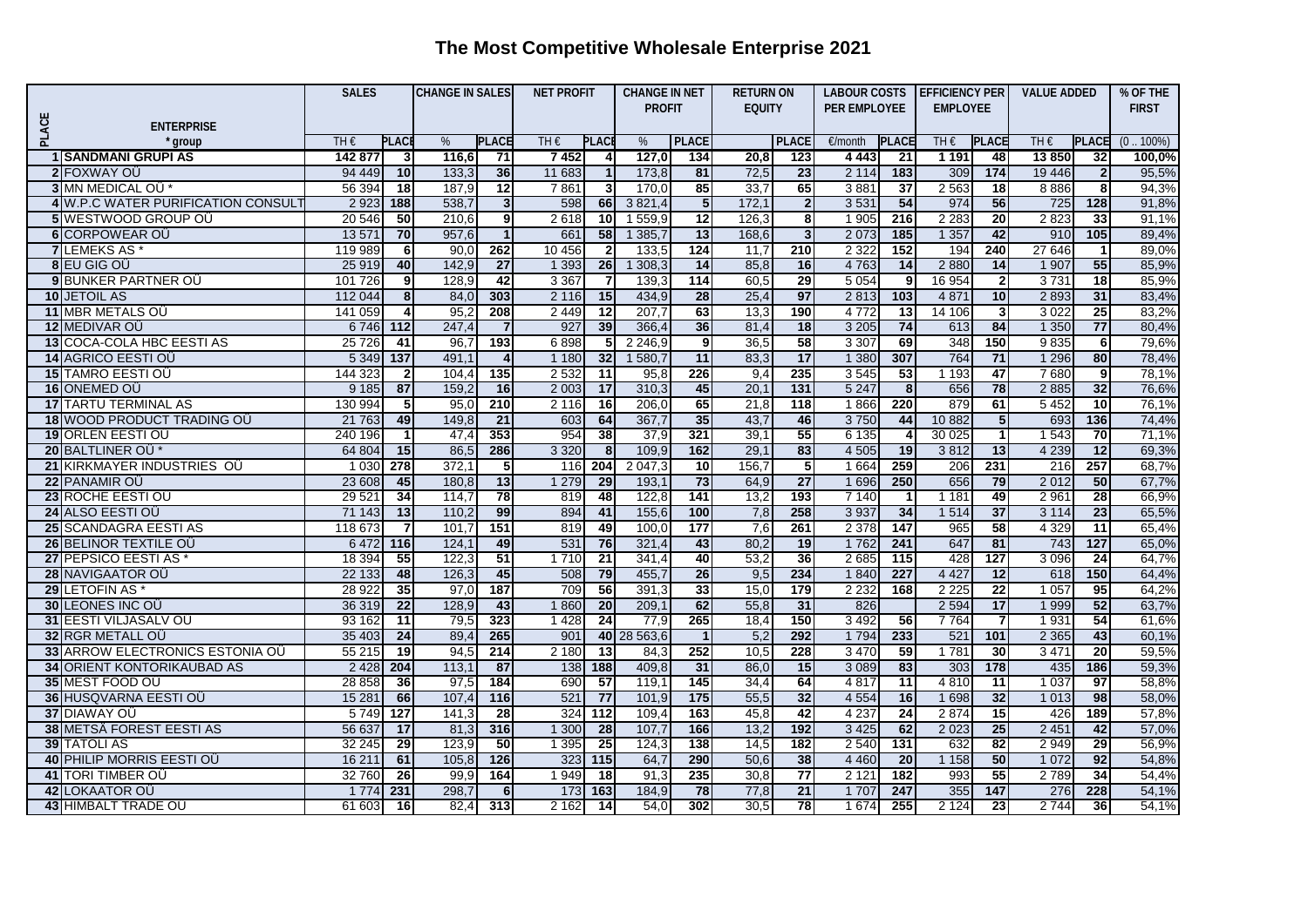# The Most Competitive Wholesale Enterprise 2021

| PLACE | ENTERPRISE | SALES | | CHANGE IN SALES | | NET PROFIT | | CHANGE IN NET PROFIT | | RETURN ON EQUITY | | LABOUR COSTS PER EMPLOYEE | | EFFICIENCY PER EMPLOYEE | | VALUE ADDED | | % OF THE FIRST |
|---|---|---|---|---|---|---|---|---|---|---|---|---|---|---|---|---|---|---|
| | * group | TH € | PLACE | % | PLACE | TH € | PLACE | % | PLACE | | PLACE | €/month | PLACE | TH € | PLACE | TH € | PLACE | (0 .. 100%) |
| 1 | **SANDMANI GRUPI AS** | **142 877** | **3** | **116,6** | **71** | **7 452** | **4** | **127,0** | **134** | **20,8** | **123** | **4 443** | **21** | **1 191** | **48** | **13 850** | **32** | **100,0%** |
| 2 | FOXWAY OÜ | 94 449 | 10 | 133,3 | 36 | 11 683 | 1 | 173,8 | 81 | 72,5 | 23 | 2 114 | 183 | 309 | 174 | 19 446 | 2 | 95,5% |
| 3 | MN MEDICAL OÜ * | 56 394 | 18 | 187,9 | 12 | 7 861 | 3 | 170,0 | 85 | 33,7 | 65 | 3 881 | 37 | 2 563 | 18 | 8 886 | 8 | 94,3% |
| 4 | W.P.C WATER PURIFICATION CONSULT | 2 923 | 188 | 538,7 | 3 | 598 | 66 | 3 821,4 | 5 | 172,1 | 2 | 3 531 | 54 | 974 | 56 | 725 | 128 | 91,8% |
| 5 | WESTWOOD GROUP OÜ | 20 546 | 50 | 210,6 | 9 | 2 618 | 10 | 1 559,9 | 12 | 126,3 | 8 | 1 905 | 216 | 2 283 | 20 | 2 823 | 33 | 91,1% |
| 6 | CORPOWEAR OÜ | 13 571 | 70 | 957,6 | 1 | 661 | 58 | 1 385,7 | 13 | 168,6 | 3 | 2 073 | 185 | 1 357 | 42 | 910 | 105 | 89,4% |
| 7 | LEMEKS AS * | 119 989 | 6 | 90,0 | 262 | 10 456 | 2 | 133,5 | 124 | 11,7 | 210 | 2 322 | 152 | 194 | 240 | 27 646 | 1 | 89,0% |
| 8 | EU GIG OÜ | 25 919 | 40 | 142,9 | 27 | 1 393 | 26 | 1 308,3 | 14 | 85,8 | 16 | 4 763 | 14 | 2 880 | 14 | 1 907 | 55 | 85,9% |
| 9 | BUNKER PARTNER OÜ | 101 726 | 9 | 128,9 | 42 | 3 367 | 7 | 139,3 | 114 | 60,5 | 29 | 5 054 | 9 | 16 954 | 2 | 3 731 | 18 | 85,9% |
| 10 | JETOIL AS | 112 044 | 8 | 84,0 | 303 | 2 116 | 15 | 434,9 | 28 | 25,4 | 97 | 2 813 | 103 | 4 871 | 10 | 2 893 | 31 | 83,4% |
| 11 | MBR METALS OÜ | 141 059 | 4 | 95,2 | 208 | 2 449 | 12 | 207,7 | 63 | 13,3 | 190 | 4 772 | 13 | 14 106 | 3 | 3 022 | 25 | 83,2% |
| 12 | MEDIVAR OÜ | 6 746 | 112 | 247,4 | 7 | 927 | 39 | 366,4 | 36 | 81,4 | 18 | 3 205 | 74 | 613 | 84 | 1 350 | 77 | 80,4% |
| 13 | COCA-COLA HBC EESTI AS | 25 726 | 41 | 96,7 | 193 | 6 898 | 5 | 2 246,9 | 9 | 36,5 | 58 | 3 307 | 69 | 348 | 150 | 9 835 | 6 | 79,6% |
| 14 | AGRICO EESTI OÜ | 5 349 | 137 | 491,1 | 4 | 1 180 | 32 | 1 580,7 | 11 | 83,3 | 17 | 1 380 | 307 | 764 | 71 | 1 296 | 80 | 78,4% |
| 15 | TAMRO EESTI OÜ | 144 323 | 2 | 104,4 | 135 | 2 532 | 11 | 95,8 | 226 | 9,4 | 235 | 3 545 | 53 | 1 193 | 47 | 7 680 | 9 | 78,1% |
| 16 | ONEMED OÜ | 9 185 | 87 | 159,2 | 16 | 2 003 | 17 | 310,3 | 45 | 20,1 | 131 | 5 247 | 8 | 656 | 78 | 2 885 | 32 | 76,6% |
| 17 | TARTU TERMINAL AS | 130 994 | 5 | 95,0 | 210 | 2 116 | 16 | 206,0 | 65 | 21,8 | 118 | 1 866 | 220 | 879 | 61 | 5 452 | 10 | 76,1% |
| 18 | WOOD PRODUCT TRADING OÜ | 21 763 | 49 | 149,8 | 21 | 603 | 64 | 367,7 | 35 | 43,7 | 46 | 3 750 | 44 | 10 882 | 5 | 693 | 136 | 74,4% |
| 19 | ORLEN EESTI OÜ | 240 196 | 1 | 47,4 | 353 | 954 | 38 | 37,9 | 321 | 39,1 | 55 | 6 135 | 4 | 30 025 | 1 | 1 543 | 70 | 71,1% |
| 20 | BALTLINER OÜ * | 64 804 | 15 | 86,5 | 286 | 3 320 | 8 | 109,9 | 162 | 29,1 | 83 | 4 505 | 19 | 3 812 | 13 | 4 239 | 12 | 69,3% |
| 21 | KIRKMAYER INDUSTRIES OÜ | 1 030 | 278 | 372,1 | 5 | 116 | 204 | 2 047,3 | 10 | 156,7 | 5 | 1 664 | 259 | 206 | 231 | 216 | 257 | 68,7% |
| 22 | PANAMIR OÜ | 23 608 | 45 | 180,8 | 13 | 1 279 | 29 | 193,1 | 73 | 64,9 | 27 | 1 696 | 250 | 656 | 79 | 2 012 | 50 | 67,7% |
| 23 | ROCHE EESTI OÜ | 29 521 | 34 | 114,7 | 78 | 819 | 48 | 122,8 | 141 | 13,2 | 193 | 7 140 | 1 | 1 181 | 49 | 2 961 | 28 | 66,9% |
| 24 | ALSO EESTI OÜ | 71 143 | 13 | 110,2 | 99 | 894 | 41 | 155,6 | 100 | 7,8 | 258 | 3 937 | 34 | 1 514 | 37 | 3 114 | 23 | 65,5% |
| 25 | SCANDAGRA EESTI AS | 118 673 | 7 | 101,7 | 151 | 819 | 49 | 100,0 | 177 | 7,6 | 261 | 2 378 | 147 | 965 | 58 | 4 329 | 11 | 65,4% |
| 26 | BELINOR TEXTILE OÜ | 6 472 | 116 | 124,1 | 49 | 531 | 76 | 321,4 | 43 | 80,2 | 19 | 1 762 | 241 | 647 | 81 | 743 | 127 | 65,0% |
| 27 | PEPSICO EESTI AS * | 18 394 | 55 | 122,3 | 51 | 1 710 | 21 | 341,4 | 40 | 53,2 | 36 | 2 685 | 115 | 428 | 127 | 3 096 | 24 | 64,7% |
| 28 | NAVIGAATOR OÜ | 22 133 | 48 | 126,3 | 45 | 508 | 79 | 455,7 | 26 | 9,5 | 234 | 1 840 | 227 | 4 427 | 12 | 618 | 150 | 64,4% |
| 29 | LETOFIN AS * | 28 922 | 35 | 97,0 | 187 | 709 | 56 | 391,3 | 33 | 15,0 | 179 | 2 232 | 168 | 2 225 | 22 | 1 057 | 95 | 64,2% |
| 30 | LEONES INC OÜ | 36 319 | 22 | 128,9 | 43 | 1 860 | 20 | 209,1 | 62 | 55,8 | 31 | 826 | | 2 594 | 17 | 1 999 | 52 | 63,7% |
| 31 | EESTI VILJASALV OÜ | 93 162 | 11 | 79,5 | 323 | 1 428 | 24 | 77,9 | 265 | 18,4 | 150 | 3 492 | 56 | 7 764 | 7 | 1 931 | 54 | 61,6% |
| 32 | RGR METALL OÜ | 35 403 | 24 | 89,4 | 265 | 901 | 40 | 28 563,6 | 1 | 5,2 | 292 | 1 794 | 233 | 521 | 101 | 2 365 | 43 | 60,1% |
| 33 | ARROW ELECTRONICS ESTONIA OÜ | 55 215 | 19 | 94,5 | 214 | 2 180 | 13 | 84,3 | 252 | 10,5 | 228 | 3 470 | 59 | 1 781 | 30 | 3 471 | 20 | 59,5% |
| 34 | ORIENT KONTORIKAUBAD AS | 2 428 | 204 | 113,1 | 87 | 138 | 188 | 409,8 | 31 | 86,0 | 15 | 3 089 | 83 | 303 | 178 | 435 | 186 | 59,3% |
| 35 | MEST FOOD OÜ | 28 858 | 36 | 97,5 | 184 | 690 | 57 | 119,1 | 145 | 34,4 | 64 | 4 817 | 11 | 4 810 | 11 | 1 037 | 97 | 58,8% |
| 36 | HUSQVARNA EESTI OÜ | 15 281 | 66 | 107,4 | 116 | 521 | 77 | 101,9 | 175 | 55,5 | 32 | 4 554 | 16 | 1 698 | 32 | 1 013 | 98 | 58,0% |
| 37 | DIAWAY OÜ | 5 749 | 127 | 141,3 | 28 | 324 | 112 | 109,4 | 163 | 45,8 | 42 | 4 237 | 24 | 2 874 | 15 | 426 | 189 | 57,8% |
| 38 | METSÄ FOREST EESTI AS | 56 637 | 17 | 81,3 | 316 | 1 300 | 28 | 107,7 | 166 | 13,2 | 192 | 3 425 | 62 | 2 023 | 25 | 2 451 | 42 | 57,0% |
| 39 | TATOLI AS | 32 245 | 29 | 123,9 | 50 | 1 395 | 25 | 124,3 | 138 | 14,5 | 182 | 2 540 | 131 | 632 | 82 | 2 949 | 29 | 56,9% |
| 40 | PHILIP MORRIS EESTI OÜ | 16 211 | 61 | 105,8 | 126 | 323 | 115 | 64,7 | 290 | 50,6 | 38 | 4 460 | 20 | 1 158 | 50 | 1 072 | 92 | 54,8% |
| 41 | TORI TIMBER OÜ | 32 760 | 26 | 99,9 | 164 | 1 949 | 18 | 91,3 | 235 | 30,8 | 77 | 2 121 | 182 | 993 | 55 | 2 789 | 34 | 54,4% |
| 42 | LOKAATOR OÜ | 1 774 | 231 | 298,7 | 6 | 173 | 163 | 184,9 | 78 | 77,8 | 21 | 1 707 | 247 | 355 | 147 | 276 | 228 | 54,1% |
| 43 | HIMBALT TRADE OÜ | 61 603 | 16 | 82,4 | 313 | 2 162 | 14 | 54,0 | 302 | 30,5 | 78 | 1 674 | 255 | 2 124 | 23 | 2 744 | 36 | 54,1% |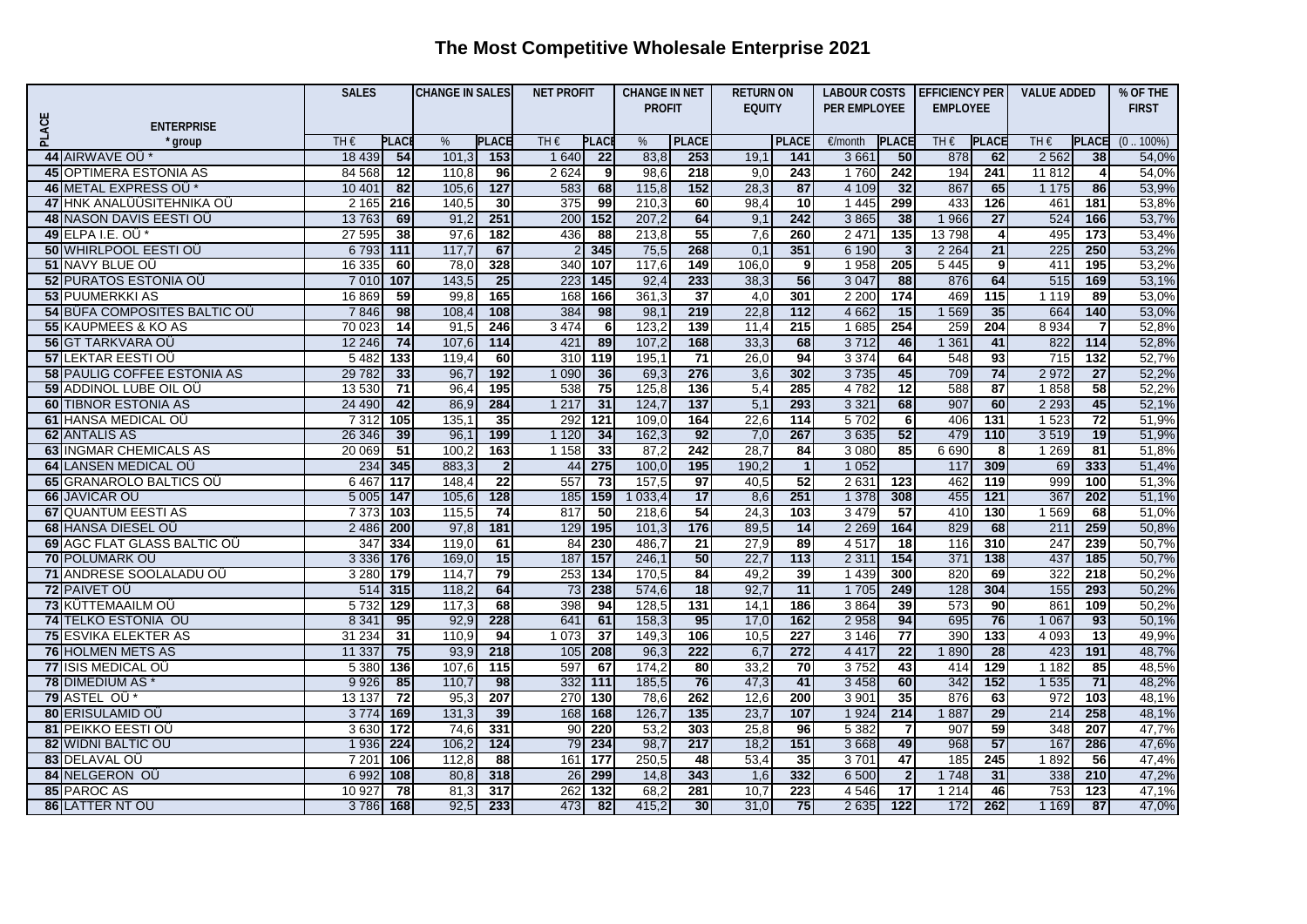# The Most Competitive Wholesale Enterprise 2021

| PLACE | ENTERPRISE * group | SALES | | CHANGE IN SALES | | NET PROFIT | | CHANGE IN NET PROFIT | | RETURN ON EQUITY | | LABOUR COSTS PER EMPLOYEE | | EFFICIENCY PER EMPLOYEE | | VALUE ADDED | | % OF THE FIRST |
|---|---|---|---|---|---|---|---|---|---|---|---|---|---|---|---|---|---|---|
| | | TH € | PLACE | % | PLACE | TH € | PLACE | % | PLACE | | PLACE | €/month | PLACE | TH € | PLACE | TH € | PLACE | (0 .. 100%) |
| 44 | AIRWAVE OÜ * | 18 439 | 54 | 101,3 | 153 | 1 640 | 22 | 83,8 | 253 | 19,1 | 141 | 3 661 | 50 | 878 | 62 | 2 562 | 38 | 54,0% |
| 45 | OPTIMERA ESTONIA AS | 84 568 | 12 | 110,8 | 96 | 2 624 | 9 | 98,6 | 218 | 9,0 | 243 | 1 760 | 242 | 194 | 241 | 11 812 | 4 | 54,0% |
| 46 | METAL EXPRESS OÜ * | 10 401 | 82 | 105,6 | 127 | 583 | 68 | 115,8 | 152 | 28,3 | 87 | 4 109 | 32 | 867 | 65 | 1 175 | 86 | 53,9% |
| 47 | HNK ANALÜÜSITEHNIKA OÜ | 2 165 | 216 | 140,5 | 30 | 375 | 99 | 210,3 | 60 | 98,4 | 10 | 1 445 | 299 | 433 | 126 | 461 | 181 | 53,8% |
| 48 | NASON DAVIS EESTI OÜ | 13 763 | 69 | 91,2 | 251 | 200 | 152 | 207,2 | 64 | 9,1 | 242 | 3 865 | 38 | 1 966 | 27 | 524 | 166 | 53,7% |
| 49 | ELPA I.E. OÜ * | 27 595 | 38 | 97,6 | 182 | 436 | 88 | 213,8 | 55 | 7,6 | 260 | 2 471 | 135 | 13 798 | 4 | 495 | 173 | 53,4% |
| 50 | WHIRLPOOL EESTI OÜ | 6 793 | 111 | 117,7 | 67 | 2 | 345 | 75,5 | 268 | 0,1 | 351 | 6 190 | 3 | 2 264 | 21 | 225 | 250 | 53,2% |
| 51 | NAVY BLUE OÜ | 16 335 | 60 | 78,0 | 328 | 340 | 107 | 117,6 | 149 | 106,0 | 9 | 1 958 | 205 | 5 445 | 9 | 411 | 195 | 53,2% |
| 52 | PURATOS ESTONIA OÜ | 7 010 | 107 | 143,5 | 25 | 223 | 145 | 92,4 | 233 | 38,3 | 56 | 3 047 | 88 | 876 | 64 | 515 | 169 | 53,1% |
| 53 | PUUMERKKI AS | 16 869 | 59 | 99,8 | 165 | 168 | 166 | 361,3 | 37 | 4,0 | 301 | 2 200 | 174 | 469 | 115 | 1 119 | 89 | 53,0% |
| 54 | BÜFA COMPOSITES BALTIC OÜ | 7 846 | 98 | 108,4 | 108 | 384 | 98 | 98,1 | 219 | 22,8 | 112 | 4 662 | 15 | 1 569 | 35 | 664 | 140 | 53,0% |
| 55 | KAUPMEES & KO AS | 70 023 | 14 | 91,5 | 246 | 3 474 | 6 | 123,2 | 139 | 11,4 | 215 | 1 685 | 254 | 259 | 204 | 8 934 | 7 | 52,8% |
| 56 | GT TARKVARA OÜ | 12 246 | 74 | 107,6 | 114 | 421 | 89 | 107,2 | 168 | 33,3 | 68 | 3 712 | 46 | 1 361 | 41 | 822 | 114 | 52,8% |
| 57 | LEKTAR EESTI OÜ | 5 482 | 133 | 119,4 | 60 | 310 | 119 | 195,1 | 71 | 26,0 | 94 | 3 374 | 64 | 548 | 93 | 715 | 132 | 52,7% |
| 58 | PAULIG COFFEE ESTONIA AS | 29 782 | 33 | 96,7 | 192 | 1 090 | 36 | 69,3 | 276 | 3,6 | 302 | 3 735 | 45 | 709 | 74 | 2 972 | 27 | 52,2% |
| 59 | ADDINOL LUBE OIL OÜ | 13 530 | 71 | 96,4 | 195 | 538 | 75 | 125,8 | 136 | 5,4 | 285 | 4 782 | 12 | 588 | 87 | 1 858 | 58 | 52,2% |
| 60 | TIBNOR ESTONIA AS | 24 490 | 42 | 86,9 | 284 | 1 217 | 31 | 124,7 | 137 | 5,1 | 293 | 3 321 | 68 | 907 | 60 | 2 293 | 45 | 52,1% |
| 61 | HANSA MEDICAL OÜ | 7 312 | 105 | 135,1 | 35 | 292 | 121 | 109,0 | 164 | 22,6 | 114 | 5 702 | 6 | 406 | 131 | 1 523 | 72 | 51,9% |
| 62 | ANTALIS AS | 26 346 | 39 | 96,1 | 199 | 1 120 | 34 | 162,3 | 92 | 7,0 | 267 | 3 635 | 52 | 479 | 110 | 3 519 | 19 | 51,9% |
| 63 | INGMAR CHEMICALS AS | 20 069 | 51 | 100,2 | 163 | 1 158 | 33 | 87,2 | 242 | 28,7 | 84 | 3 080 | 85 | 6 690 | 8 | 1 269 | 81 | 51,8% |
| 64 | LANSEN MEDICAL OÜ | 234 | 345 | 883,3 | 2 | 44 | 275 | 100,0 | 195 | 190,2 | 1 | 1 052 | | 117 | 309 | 69 | 333 | 51,4% |
| 65 | GRANAROLO BALTICS OÜ | 6 467 | 117 | 148,4 | 22 | 557 | 73 | 157,5 | 97 | 40,5 | 52 | 2 631 | 123 | 462 | 119 | 999 | 100 | 51,3% |
| 66 | JAVICAR OÜ | 5 005 | 147 | 105,6 | 128 | 185 | 159 | 1 033,4 | 17 | 8,6 | 251 | 1 378 | 308 | 455 | 121 | 367 | 202 | 51,1% |
| 67 | QUANTUM EESTI AS | 7 373 | 103 | 115,5 | 74 | 817 | 50 | 218,6 | 54 | 24,3 | 103 | 3 479 | 57 | 410 | 130 | 1 569 | 68 | 51,0% |
| 68 | HANSA DIESEL OÜ | 2 486 | 200 | 97,8 | 181 | 129 | 195 | 101,3 | 176 | 89,5 | 14 | 2 269 | 164 | 829 | 68 | 211 | 259 | 50,8% |
| 69 | AGC FLAT GLASS BALTIC OÜ | 347 | 334 | 119,0 | 61 | 84 | 230 | 486,7 | 21 | 27,9 | 89 | 4 517 | 18 | 116 | 310 | 247 | 239 | 50,7% |
| 70 | POLUMARK OÜ | 3 336 | 176 | 169,0 | 15 | 187 | 157 | 246,1 | 50 | 22,7 | 113 | 2 311 | 154 | 371 | 138 | 437 | 185 | 50,7% |
| 71 | ANDRESE SOOLALADU OÜ | 3 280 | 179 | 114,7 | 79 | 253 | 134 | 170,5 | 84 | 49,2 | 39 | 1 439 | 300 | 820 | 69 | 322 | 218 | 50,2% |
| 72 | PAIVET OÜ | 514 | 315 | 118,2 | 64 | 73 | 238 | 574,6 | 18 | 92,7 | 11 | 1 705 | 249 | 128 | 304 | 155 | 293 | 50,2% |
| 73 | KÜTTEMAAILM OÜ | 5 732 | 129 | 117,3 | 68 | 398 | 94 | 128,5 | 131 | 14,1 | 186 | 3 864 | 39 | 573 | 90 | 861 | 109 | 50,2% |
| 74 | TELKO ESTONIA OÜ | 8 341 | 95 | 92,9 | 228 | 641 | 61 | 158,3 | 95 | 17,0 | 162 | 2 958 | 94 | 695 | 76 | 1 067 | 93 | 50,1% |
| 75 | ESVIKA ELEKTER AS | 31 234 | 31 | 110,9 | 94 | 1 073 | 37 | 149,3 | 106 | 10,5 | 227 | 3 146 | 77 | 390 | 133 | 4 093 | 13 | 49,9% |
| 76 | HOLMEN METS AS | 11 337 | 75 | 93,9 | 218 | 105 | 208 | 96,3 | 222 | 6,7 | 272 | 4 417 | 22 | 1 890 | 28 | 423 | 191 | 48,7% |
| 77 | ISIS MEDICAL OÜ | 5 380 | 136 | 107,6 | 115 | 597 | 67 | 174,2 | 80 | 33,2 | 70 | 3 752 | 43 | 414 | 129 | 1 182 | 85 | 48,5% |
| 78 | DIMEDIUM AS * | 9 926 | 85 | 110,7 | 98 | 332 | 111 | 185,5 | 76 | 47,3 | 41 | 3 458 | 60 | 342 | 152 | 1 535 | 71 | 48,2% |
| 79 | ASTEL OÜ * | 13 137 | 72 | 95,3 | 207 | 270 | 130 | 78,6 | 262 | 12,6 | 200 | 3 901 | 35 | 876 | 63 | 972 | 103 | 48,1% |
| 80 | ERISULAMID OÜ | 3 774 | 169 | 131,3 | 39 | 168 | 168 | 126,7 | 135 | 23,7 | 107 | 1 924 | 214 | 1 887 | 29 | 214 | 258 | 48,1% |
| 81 | PEIKKO EESTI OÜ | 3 630 | 172 | 74,6 | 331 | 90 | 220 | 53,2 | 303 | 25,8 | 96 | 5 382 | 7 | 907 | 59 | 348 | 207 | 47,7% |
| 82 | WIDNI BALTIC OÜ | 1 936 | 224 | 106,2 | 124 | 79 | 234 | 98,7 | 217 | 18,2 | 151 | 3 668 | 49 | 968 | 57 | 167 | 286 | 47,6% |
| 83 | DELAVAL OÜ | 7 201 | 106 | 112,8 | 88 | 161 | 177 | 250,5 | 48 | 53,4 | 35 | 3 701 | 47 | 185 | 245 | 1 892 | 56 | 47,4% |
| 84 | NELGERON OÜ | 6 992 | 108 | 80,8 | 318 | 26 | 299 | 14,8 | 343 | 1,6 | 332 | 6 500 | 2 | 1 748 | 31 | 338 | 210 | 47,2% |
| 85 | PAROC AS | 10 927 | 78 | 81,3 | 317 | 262 | 132 | 68,2 | 281 | 10,7 | 223 | 4 546 | 17 | 1 214 | 46 | 753 | 123 | 47,1% |
| 86 | LATTER NT OÜ | 3 786 | 168 | 92,5 | 233 | 473 | 82 | 415,2 | 30 | 31,0 | 75 | 2 635 | 122 | 172 | 262 | 1 169 | 87 | 47,0% |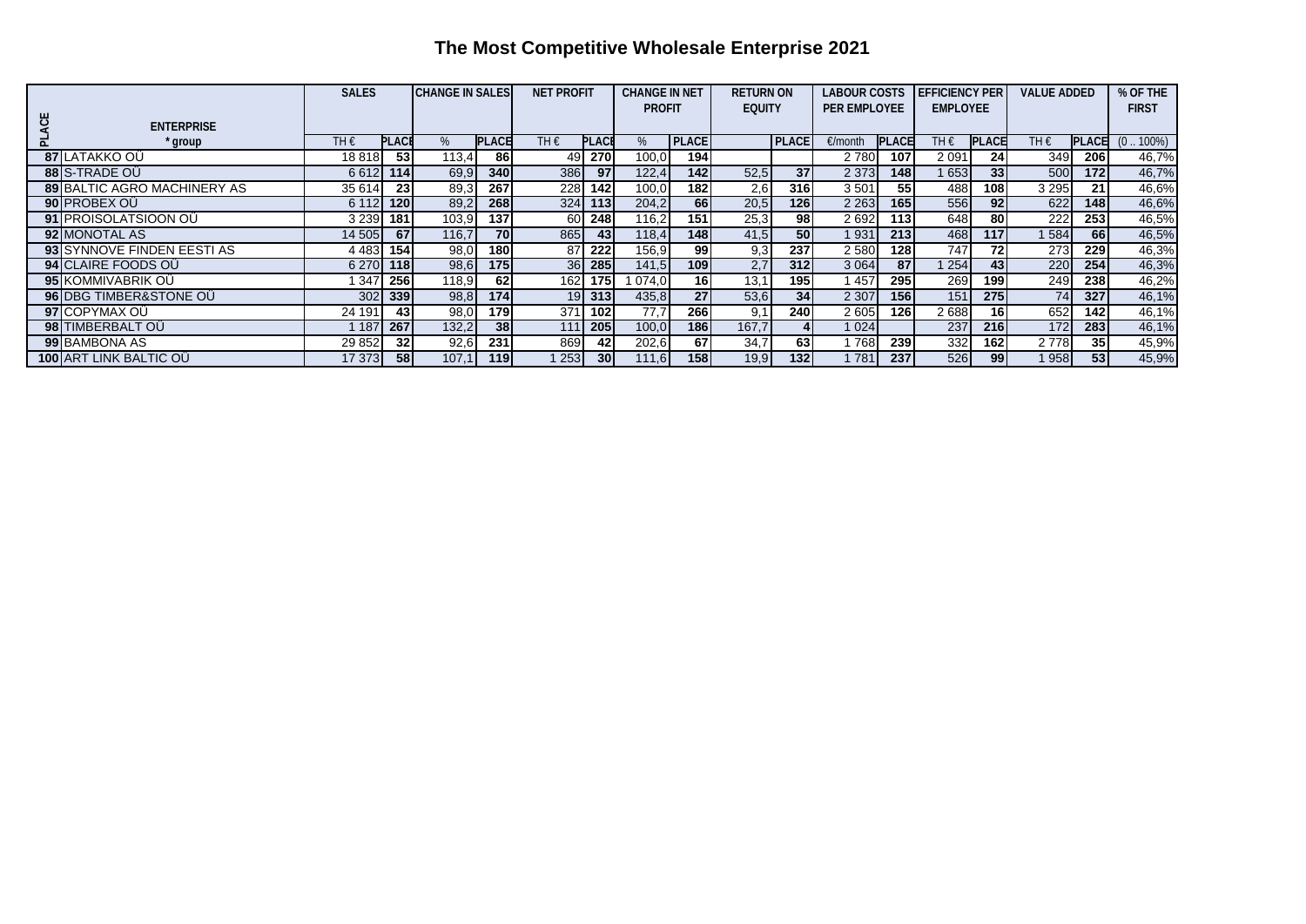# The Most Competitive Wholesale Enterprise 2021

| PLACE | ENTERPRISE | SALES | | CHANGE IN SALES | | NET PROFIT | | CHANGE IN NET PROFIT | | RETURN ON EQUITY | | LABOUR COSTS PER EMPLOYEE | | EFFICIENCY PER EMPLOYEE | | VALUE ADDED | | % OF THE FIRST |
|---|---|---|---|---|---|---|---|---|---|---|---|---|---|---|---|---|---|---|
| | * group | TH € | PLACE | % | PLACE | TH € | PLACE | % | PLACE | | PLACE | €/month | PLACE | TH € | PLACE | TH € | PLACE | (0 .. 100%) |
| 87 | LATAKKO OÜ | 18 818 | 53 | 113,4 | 86 | 49 | 270 | 100,0 | 194 | | | 2 780 | 107 | 2 091 | 24 | 349 | 206 | 46,7% |
| 88 | S-TRADE OÜ | 6 612 | 114 | 69,9 | 340 | 386 | 97 | 122,4 | 142 | 52,5 | 37 | 2 373 | 148 | 1 653 | 33 | 500 | 172 | 46,7% |
| 89 | BALTIC AGRO MACHINERY AS | 35 614 | 23 | 89,3 | 267 | 228 | 142 | 100,0 | 182 | 2,6 | 316 | 3 501 | 55 | 488 | 108 | 3 295 | 21 | 46,6% |
| 90 | PROBEX OÜ | 6 112 | 120 | 89,2 | 268 | 324 | 113 | 204,2 | 66 | 20,5 | 126 | 2 263 | 165 | 556 | 92 | 622 | 148 | 46,6% |
| 91 | PROISOLATSIOON OÜ | 3 239 | 181 | 103,9 | 137 | 60 | 248 | 116,2 | 151 | 25,3 | 98 | 2 692 | 113 | 648 | 80 | 222 | 253 | 46,5% |
| 92 | MONOTAL AS | 14 505 | 67 | 116,7 | 70 | 865 | 43 | 118,4 | 148 | 41,5 | 50 | 1 931 | 213 | 468 | 117 | 1 584 | 66 | 46,5% |
| 93 | SYNNOVE FINDEN EESTI AS | 4 483 | 154 | 98,0 | 180 | 87 | 222 | 156,9 | 99 | 9,3 | 237 | 2 580 | 128 | 747 | 72 | 273 | 229 | 46,3% |
| 94 | CLAIRE FOODS OÜ | 6 270 | 118 | 98,6 | 175 | 36 | 285 | 141,5 | 109 | 2,7 | 312 | 3 064 | 87 | 1 254 | 43 | 220 | 254 | 46,3% |
| 95 | KOMMIVABRIK OÜ | 1 347 | 256 | 118,9 | 62 | 162 | 175 | 1 074,0 | 16 | 13,1 | 195 | 1 457 | 295 | 269 | 199 | 249 | 238 | 46,2% |
| 96 | DBG TIMBER&STONE OÜ | 302 | 339 | 98,8 | 174 | 19 | 313 | 435,8 | 27 | 53,6 | 34 | 2 307 | 156 | 151 | 275 | 74 | 327 | 46,1% |
| 97 | COPYMAX OÜ | 24 191 | 43 | 98,0 | 179 | 371 | 102 | 77,7 | 266 | 9,1 | 240 | 2 605 | 126 | 2 688 | 16 | 652 | 142 | 46,1% |
| 98 | TIMBERBALT OÜ | 1 187 | 267 | 132,2 | 38 | 111 | 205 | 100,0 | 186 | 167,7 | 4 | 1 024 | | 237 | 216 | 172 | 283 | 46,1% |
| 99 | BAMBONA AS | 29 852 | 32 | 92,6 | 231 | 869 | 42 | 202,6 | 67 | 34,7 | 63 | 1 768 | 239 | 332 | 162 | 2 778 | 35 | 45,9% |
| 100 | ART LINK BALTIC OÜ | 17 373 | 58 | 107,1 | 119 | 1 253 | 30 | 111,6 | 158 | 19,9 | 132 | 1 781 | 237 | 526 | 99 | 1 958 | 53 | 45,9% |